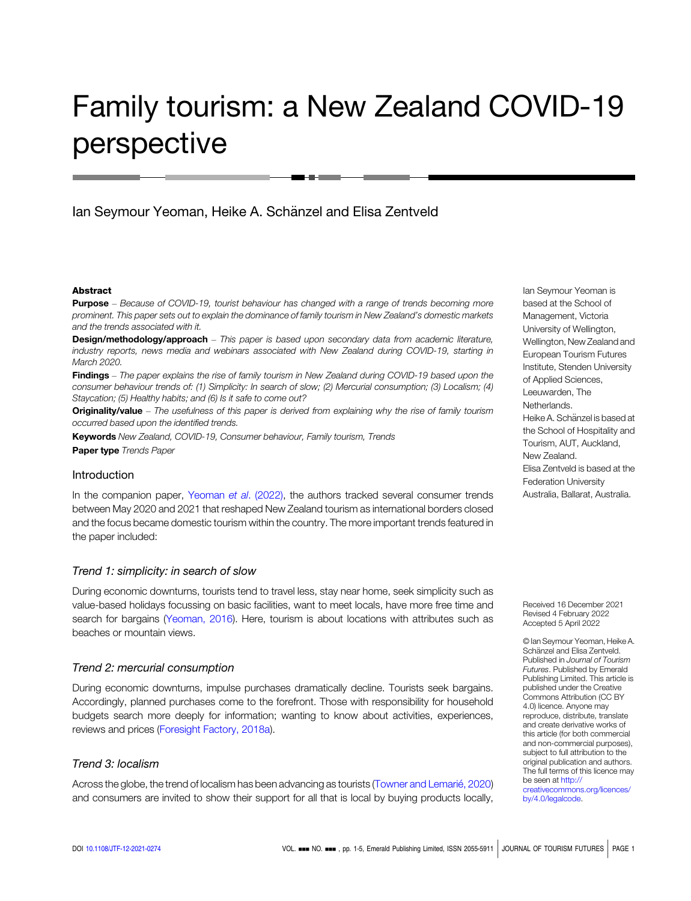# Family tourism: a New Zealand COVID-19 perspective

Ian Seymour Yeoman, Heike A. Schänzel and Elisa Zentveld

Ian Seymour Yeoman is based at the School of Management, Victoria University of Wellington, Wellington, New Zealand and European Tourism Futures Institute, Stenden University of Applied Sciences, Leeuwarden, The Netherlands.
Heike A. Schänzel is based at the School of Hospitality and Tourism, AUT, Auckland, New Zealand.
Elisa Zentveld is based at the Federation University Australia, Ballarat, Australia.

**Abstract**

**Purpose** – *Because of COVID-19, tourist behaviour has changed with a range of trends becoming more prominent. This paper sets out to explain the dominance of family tourism in New Zealand's domestic markets and the trends associated with it.*

**Design/methodology/approach** – *This paper is based upon secondary data from academic literature, industry reports, news media and webinars associated with New Zealand during COVID-19, starting in March 2020.*

**Findings** – *The paper explains the rise of family tourism in New Zealand during COVID-19 based upon the consumer behaviour trends of: (1) Simplicity: In search of slow; (2) Mercurial consumption; (3) Localism; (4) Staycation; (5) Healthy habits; and (6) Is it safe to come out?*

**Originality/value** – *The usefulness of this paper is derived from explaining why the rise of family tourism occurred based upon the identified trends.*

**Keywords** *New Zealand, COVID-19, Consumer behaviour, Family tourism, Trends*

**Paper type** *Trends Paper*

## Introduction

In the companion paper, Yeoman *et al*. (2022), the authors tracked several consumer trends between May 2020 and 2021 that reshaped New Zealand tourism as international borders closed and the focus became domestic tourism within the country. The more important trends featured in the paper included:

### *Trend 1: simplicity: in search of slow*

During economic downturns, tourists tend to travel less, stay near home, seek simplicity such as value-based holidays focussing on basic facilities, want to meet locals, have more free time and search for bargains (Yeoman, 2016). Here, tourism is about locations with attributes such as beaches or mountain views.

### *Trend 2: mercurial consumption*

During economic downturns, impulse purchases dramatically decline. Tourists seek bargains. Accordingly, planned purchases come to the forefront. Those with responsibility for household budgets search more deeply for information; wanting to know about activities, experiences, reviews and prices (Foresight Factory, 2018a).

### *Trend 3: localism*

Across the globe, the trend of localism has been advancing as tourists (Towner and Lemarié, 2020) and consumers are invited to show their support for all that is local by buying products locally,

Received 16 December 2021
Revised 4 February 2022
Accepted 5 April 2022

© Ian Seymour Yeoman, Heike A. Schänzel and Elisa Zentveld. Published in *Journal of Tourism Futures*. Published by Emerald Publishing Limited. This article is published under the Creative Commons Attribution (CC BY 4.0) licence. Anyone may reproduce, distribute, translate and create derivative works of this article (for both commercial and non-commercial purposes), subject to full attribution to the original publication and authors. The full terms of this licence may be seen at http://creativecommons.org/licences/by/4.0/legalcode.

DOI 10.1108/JTF-12-2021-0274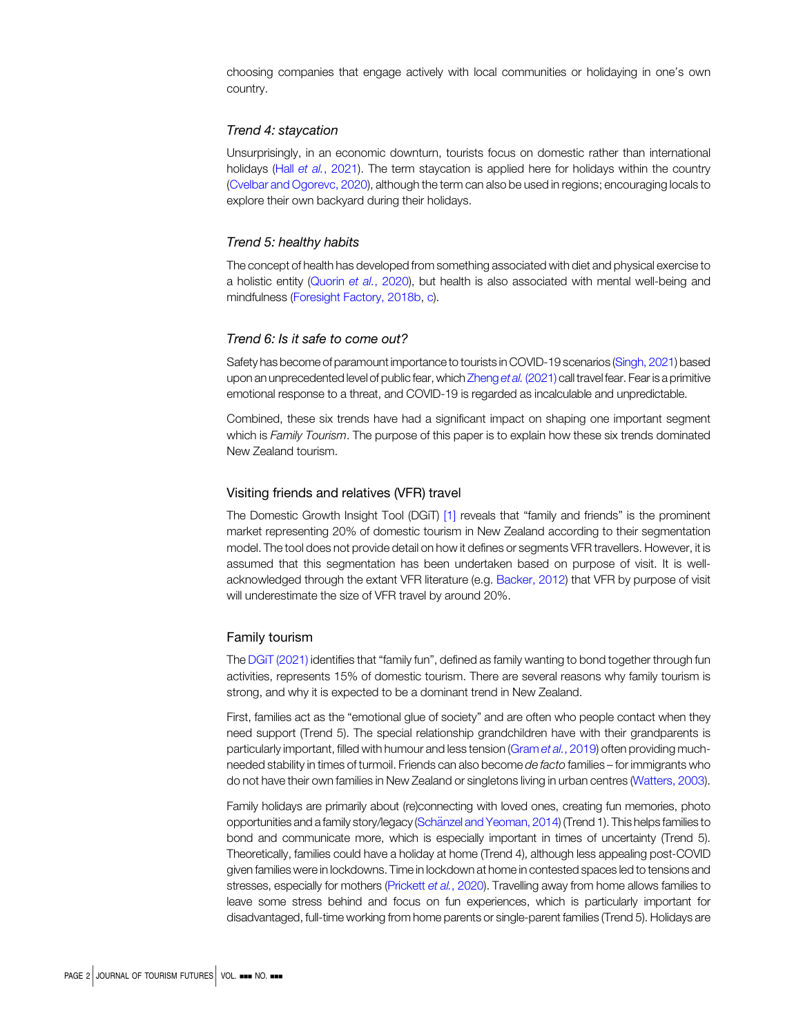choosing companies that engage actively with local communities or holidaying in one's own country.

### *Trend 4: staycation*

Unsurprisingly, in an economic downturn, tourists focus on domestic rather than international holidays (Hall *et al.*, 2021). The term staycation is applied here for holidays within the country (Cvelbar and Ogorevc, 2020), although the term can also be used in regions; encouraging locals to explore their own backyard during their holidays.

### *Trend 5: healthy habits*

The concept of health has developed from something associated with diet and physical exercise to a holistic entity (Quorin *et al.*, 2020), but health is also associated with mental well-being and mindfulness (Foresight Factory, 2018b, c).

### *Trend 6: Is it safe to come out?*

Safety has become of paramount importance to tourists in COVID-19 scenarios (Singh, 2021) based upon an unprecedented level of public fear, which Zheng *et al.* (2021) call travel fear. Fear is a primitive emotional response to a threat, and COVID-19 is regarded as incalculable and unpredictable.

Combined, these six trends have had a significant impact on shaping one important segment which is *Family Tourism*. The purpose of this paper is to explain how these six trends dominated New Zealand tourism.

## Visiting friends and relatives (VFR) travel

The Domestic Growth Insight Tool (DGiT) [1] reveals that "family and friends" is the prominent market representing 20% of domestic tourism in New Zealand according to their segmentation model. The tool does not provide detail on how it defines or segments VFR travellers. However, it is assumed that this segmentation has been undertaken based on purpose of visit. It is well-acknowledged through the extant VFR literature (e.g. Backer, 2012) that VFR by purpose of visit will underestimate the size of VFR travel by around 20%.

## Family tourism

The DGiT (2021) identifies that "family fun", defined as family wanting to bond together through fun activities, represents 15% of domestic tourism. There are several reasons why family tourism is strong, and why it is expected to be a dominant trend in New Zealand.

First, families act as the "emotional glue of society" and are often who people contact when they need support (Trend 5). The special relationship grandchildren have with their grandparents is particularly important, filled with humour and less tension (Gram *et al.*, 2019) often providing much-needed stability in times of turmoil. Friends can also become *de facto* families – for immigrants who do not have their own families in New Zealand or singletons living in urban centres (Watters, 2003).

Family holidays are primarily about (re)connecting with loved ones, creating fun memories, photo opportunities and a family story/legacy (Schänzel and Yeoman, 2014) (Trend 1). This helps families to bond and communicate more, which is especially important in times of uncertainty (Trend 5). Theoretically, families could have a holiday at home (Trend 4), although less appealing post-COVID given families were in lockdowns. Time in lockdown at home in contested spaces led to tensions and stresses, especially for mothers (Prickett *et al.*, 2020). Travelling away from home allows families to leave some stress behind and focus on fun experiences, which is particularly important for disadvantaged, full-time working from home parents or single-parent families (Trend 5). Holidays are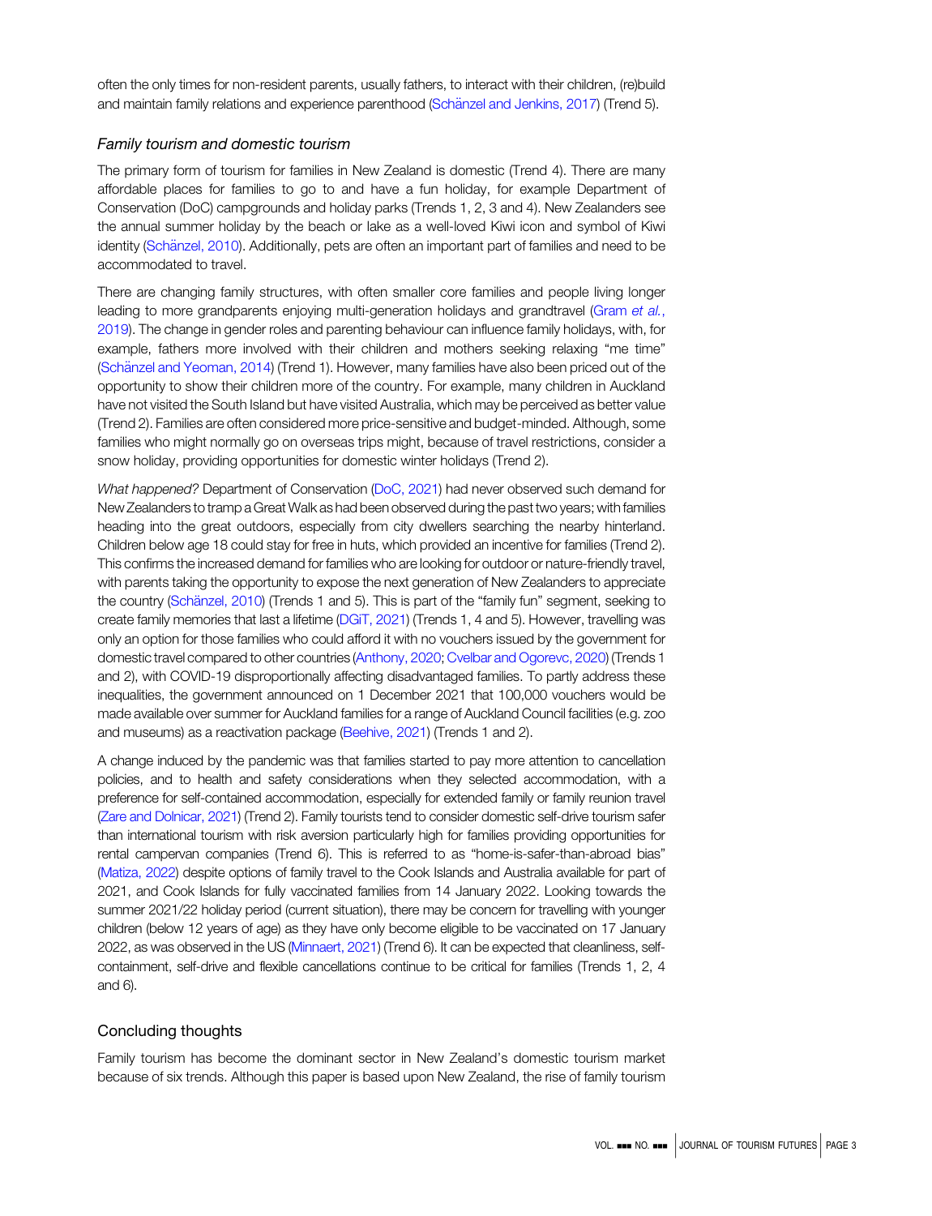often the only times for non-resident parents, usually fathers, to interact with their children, (re)build and maintain family relations and experience parenthood (Schänzel and Jenkins, 2017) (Trend 5).

### *Family tourism and domestic tourism*

The primary form of tourism for families in New Zealand is domestic (Trend 4). There are many affordable places for families to go to and have a fun holiday, for example Department of Conservation (DoC) campgrounds and holiday parks (Trends 1, 2, 3 and 4). New Zealanders see the annual summer holiday by the beach or lake as a well-loved Kiwi icon and symbol of Kiwi identity (Schänzel, 2010). Additionally, pets are often an important part of families and need to be accommodated to travel.

There are changing family structures, with often smaller core families and people living longer leading to more grandparents enjoying multi-generation holidays and grandtravel (Gram *et al.*, 2019). The change in gender roles and parenting behaviour can influence family holidays, with, for example, fathers more involved with their children and mothers seeking relaxing "me time" (Schänzel and Yeoman, 2014) (Trend 1). However, many families have also been priced out of the opportunity to show their children more of the country. For example, many children in Auckland have not visited the South Island but have visited Australia, which may be perceived as better value (Trend 2). Families are often considered more price-sensitive and budget-minded. Although, some families who might normally go on overseas trips might, because of travel restrictions, consider a snow holiday, providing opportunities for domestic winter holidays (Trend 2).

*What happened?* Department of Conservation (DoC, 2021) had never observed such demand for New Zealanders to tramp a Great Walk as had been observed during the past two years; with families heading into the great outdoors, especially from city dwellers searching the nearby hinterland. Children below age 18 could stay for free in huts, which provided an incentive for families (Trend 2). This confirms the increased demand for families who are looking for outdoor or nature-friendly travel, with parents taking the opportunity to expose the next generation of New Zealanders to appreciate the country (Schänzel, 2010) (Trends 1 and 5). This is part of the "family fun" segment, seeking to create family memories that last a lifetime (DGiT, 2021) (Trends 1, 4 and 5). However, travelling was only an option for those families who could afford it with no vouchers issued by the government for domestic travel compared to other countries (Anthony, 2020; Cvelbar and Ogorevc, 2020) (Trends 1 and 2), with COVID-19 disproportionally affecting disadvantaged families. To partly address these inequalities, the government announced on 1 December 2021 that 100,000 vouchers would be made available over summer for Auckland families for a range of Auckland Council facilities (e.g. zoo and museums) as a reactivation package (Beehive, 2021) (Trends 1 and 2).

A change induced by the pandemic was that families started to pay more attention to cancellation policies, and to health and safety considerations when they selected accommodation, with a preference for self-contained accommodation, especially for extended family or family reunion travel (Zare and Dolnicar, 2021) (Trend 2). Family tourists tend to consider domestic self-drive tourism safer than international tourism with risk aversion particularly high for families providing opportunities for rental campervan companies (Trend 6). This is referred to as "home-is-safer-than-abroad bias" (Matiza, 2022) despite options of family travel to the Cook Islands and Australia available for part of 2021, and Cook Islands for fully vaccinated families from 14 January 2022. Looking towards the summer 2021/22 holiday period (current situation), there may be concern for travelling with younger children (below 12 years of age) as they have only become eligible to be vaccinated on 17 January 2022, as was observed in the US (Minnaert, 2021) (Trend 6). It can be expected that cleanliness, self-containment, self-drive and flexible cancellations continue to be critical for families (Trends 1, 2, 4 and 6).

## Concluding thoughts

Family tourism has become the dominant sector in New Zealand's domestic tourism market because of six trends. Although this paper is based upon New Zealand, the rise of family tourism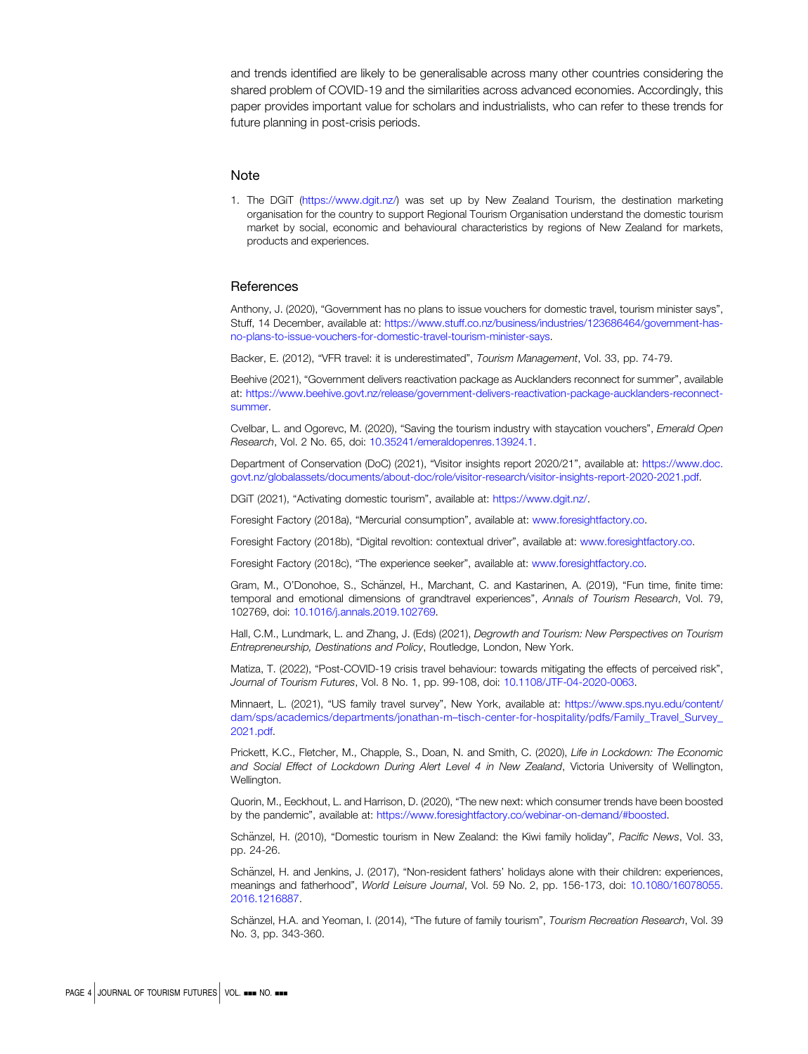and trends identified are likely to be generalisable across many other countries considering the shared problem of COVID-19 and the similarities across advanced economies. Accordingly, this paper provides important value for scholars and industrialists, who can refer to these trends for future planning in post-crisis periods.

## Note

1. The DGiT (https://www.dgit.nz/) was set up by New Zealand Tourism, the destination marketing organisation for the country to support Regional Tourism Organisation understand the domestic tourism market by social, economic and behavioural characteristics by regions of New Zealand for markets, products and experiences.

## References

Anthony, J. (2020), "Government has no plans to issue vouchers for domestic travel, tourism minister says", Stuff, 14 December, available at: https://www.stuff.co.nz/business/industries/123686464/government-has-no-plans-to-issue-vouchers-for-domestic-travel-tourism-minister-says.

Backer, E. (2012), "VFR travel: it is underestimated", *Tourism Management*, Vol. 33, pp. 74-79.

Beehive (2021), "Government delivers reactivation package as Aucklanders reconnect for summer", available at: https://www.beehive.govt.nz/release/government-delivers-reactivation-package-aucklanders-reconnect-summer.

Cvelbar, L. and Ogorevc, M. (2020), "Saving the tourism industry with staycation vouchers", *Emerald Open Research*, Vol. 2 No. 65, doi: 10.35241/emeraldopenres.13924.1.

Department of Conservation (DoC) (2021), "Visitor insights report 2020/21", available at: https://www.doc.govt.nz/globalassets/documents/about-doc/role/visitor-research/visitor-insights-report-2020-2021.pdf.

DGiT (2021), "Activating domestic tourism", available at: https://www.dgit.nz/.

Foresight Factory (2018a), "Mercurial consumption", available at: www.foresightfactory.co.

Foresight Factory (2018b), "Digital revoltion: contextual driver", available at: www.foresightfactory.co.

Foresight Factory (2018c), "The experience seeker", available at: www.foresightfactory.co.

Gram, M., O'Donohoe, S., Schänzel, H., Marchant, C. and Kastarinen, A. (2019), "Fun time, finite time: temporal and emotional dimensions of grandtravel experiences", *Annals of Tourism Research*, Vol. 79, 102769, doi: 10.1016/j.annals.2019.102769.

Hall, C.M., Lundmark, L. and Zhang, J. (Eds) (2021), *Degrowth and Tourism: New Perspectives on Tourism Entrepreneurship, Destinations and Policy*, Routledge, London, New York.

Matiza, T. (2022), "Post-COVID-19 crisis travel behaviour: towards mitigating the effects of perceived risk", *Journal of Tourism Futures*, Vol. 8 No. 1, pp. 99-108, doi: 10.1108/JTF-04-2020-0063.

Minnaert, L. (2021), "US family travel survey", New York, available at: https://www.sps.nyu.edu/content/dam/sps/academics/departments/jonathan-m–tisch-center-for-hospitality/pdfs/Family_Travel_Survey_2021.pdf.

Prickett, K.C., Fletcher, M., Chapple, S., Doan, N. and Smith, C. (2020), *Life in Lockdown: The Economic and Social Effect of Lockdown During Alert Level 4 in New Zealand*, Victoria University of Wellington, Wellington.

Quorin, M., Eeckhout, L. and Harrison, D. (2020), "The new next: which consumer trends have been boosted by the pandemic", available at: https://www.foresightfactory.co/webinar-on-demand/#boosted.

Schänzel, H. (2010), "Domestic tourism in New Zealand: the Kiwi family holiday", *Pacific News*, Vol. 33, pp. 24-26.

Schänzel, H. and Jenkins, J. (2017), "Non-resident fathers' holidays alone with their children: experiences, meanings and fatherhood", *World Leisure Journal*, Vol. 59 No. 2, pp. 156-173, doi: 10.1080/16078055.2016.1216887.

Schänzel, H.A. and Yeoman, I. (2014), "The future of family tourism", *Tourism Recreation Research*, Vol. 39 No. 3, pp. 343-360.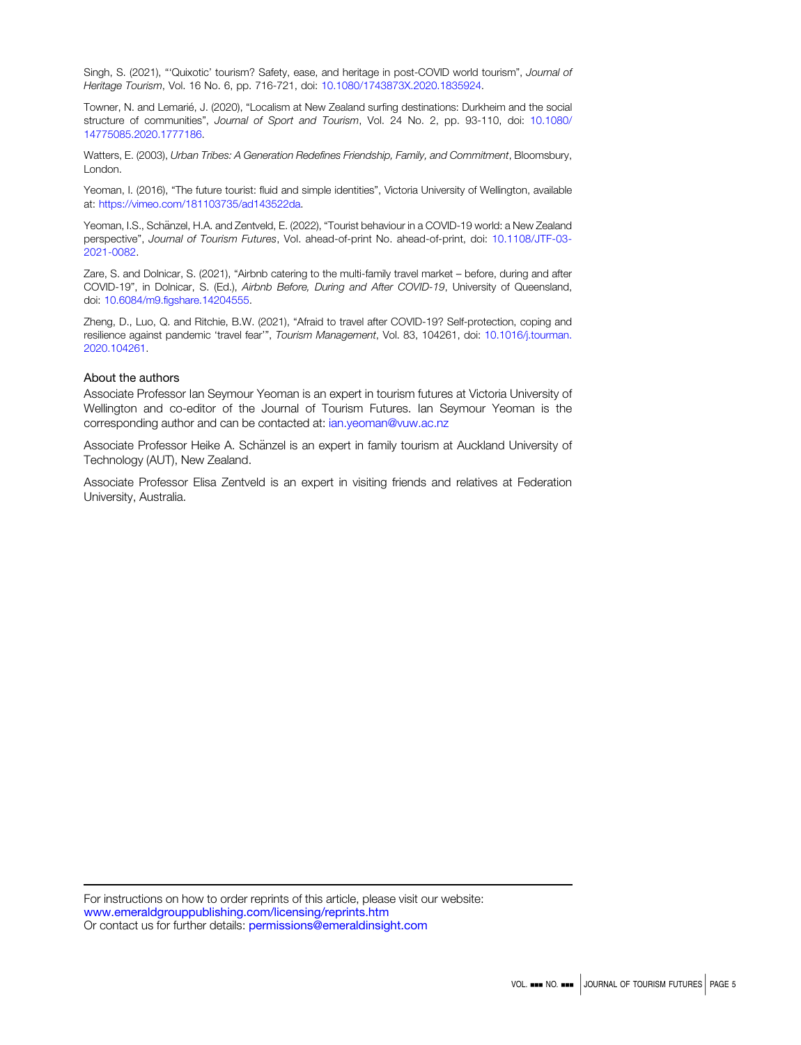Singh, S. (2021), "'Quixotic' tourism? Safety, ease, and heritage in post-COVID world tourism", *Journal of Heritage Tourism*, Vol. 16 No. 6, pp. 716-721, doi: 10.1080/1743873X.2020.1835924.

Towner, N. and Lemarié, J. (2020), "Localism at New Zealand surfing destinations: Durkheim and the social structure of communities", *Journal of Sport and Tourism*, Vol. 24 No. 2, pp. 93-110, doi: 10.1080/14775085.2020.1777186.

Watters, E. (2003), *Urban Tribes: A Generation Redefines Friendship, Family, and Commitment*, Bloomsbury, London.

Yeoman, I. (2016), "The future tourist: fluid and simple identities", Victoria University of Wellington, available at: https://vimeo.com/181103735/ad143522da.

Yeoman, I.S., Schänzel, H.A. and Zentveld, E. (2022), "Tourist behaviour in a COVID-19 world: a New Zealand perspective", *Journal of Tourism Futures*, Vol. ahead-of-print No. ahead-of-print, doi: 10.1108/JTF-03-2021-0082.

Zare, S. and Dolnicar, S. (2021), "Airbnb catering to the multi-family travel market – before, during and after COVID-19", in Dolnicar, S. (Ed.), *Airbnb Before, During and After COVID-19*, University of Queensland, doi: 10.6084/m9.figshare.14204555.

Zheng, D., Luo, Q. and Ritchie, B.W. (2021), "Afraid to travel after COVID-19? Self-protection, coping and resilience against pandemic 'travel fear'", *Tourism Management*, Vol. 83, 104261, doi: 10.1016/j.tourman.2020.104261.

## About the authors

Associate Professor Ian Seymour Yeoman is an expert in tourism futures at Victoria University of Wellington and co-editor of the Journal of Tourism Futures. Ian Seymour Yeoman is the corresponding author and can be contacted at: ian.yeoman@vuw.ac.nz

Associate Professor Heike A. Schänzel is an expert in family tourism at Auckland University of Technology (AUT), New Zealand.

Associate Professor Elisa Zentveld is an expert in visiting friends and relatives at Federation University, Australia.

---

For instructions on how to order reprints of this article, please visit our website:
www.emeraldgrouppublishing.com/licensing/reprints.htm
Or contact us for further details: permissions@emeraldinsight.com